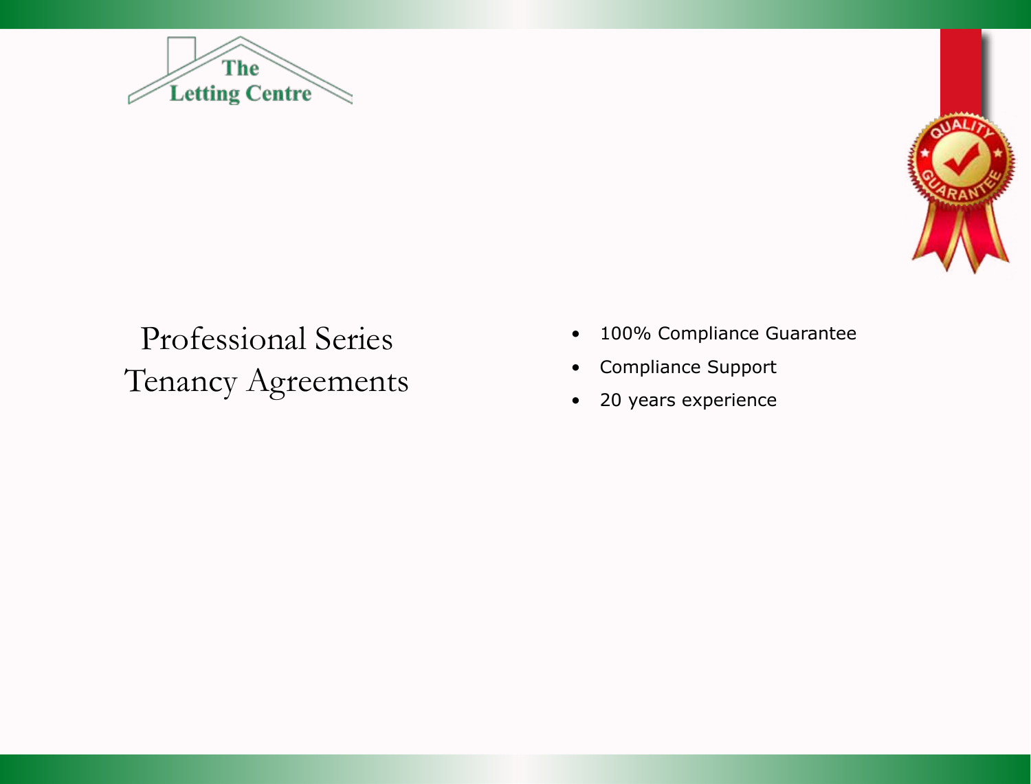The Letting Centre

# Professional Series Tenancy Agreements

- 100% Compliance Guarantee
- Compliance Support
- 20 years experience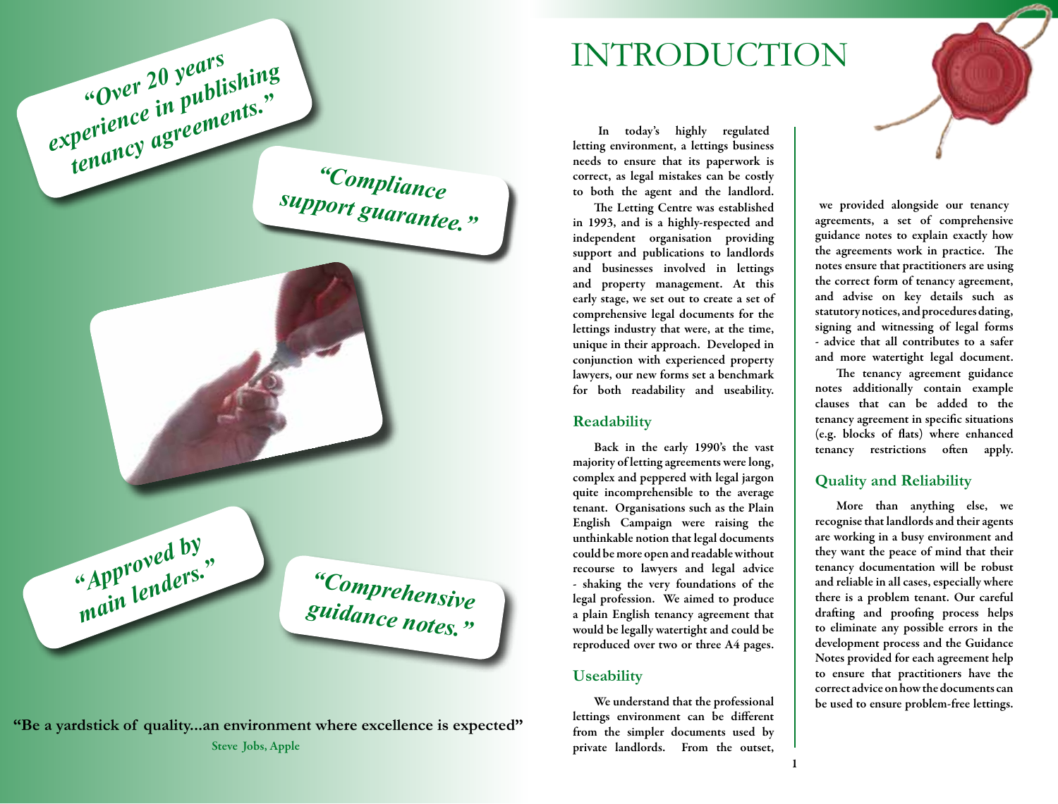"Over 20 years experience in publishing tenancy agreements."

"Compliance support guarantee."

"Approved by main lenders."

"Comprehensive guidance notes."

**"Be a yardstick of quality...an environment where excellence is expected"**

**Steve Jobs, Apple**

# INTRODUCTION

**In today's highly regulated letting environment, a lettings business needs to ensure that its paperwork is correct, as legal mistakes can be costly to both the agent and the landlord.**

**The Letting Centre was established in 1993, and is a highly-respected and independent organisation providing support and publications to landlords and businesses involved in lettings and property management. At this early stage, we set out to create a set of comprehensive legal documents for the lettings industry that were, at the time, unique in their approach. Developed in conjunction with experienced property lawyers, our new forms set a benchmark for both readability and useability.**

## Readability

**Back in the early 1990's the vast majority of letting agreements were long, complex and peppered with legal jargon quite incomprehensible to the average tenant. Organisations such as the Plain English Campaign were raising the unthinkable notion that legal documents could be more open and readable without recourse to lawyers and legal advice - shaking the very foundations of the legal profession. We aimed to produce a plain English tenancy agreement that would be legally watertight and could be reproduced over two or three A4 pages.**

## Useability

**We understand that the professional lettings environment can be different from the simpler documents used by private landlords. From the outset, we provided alongside our tenancy agreements, a set of comprehensive guidance notes to explain exactly how the agreements work in practice. The notes ensure that practitioners are using the correct form of tenancy agreement, and advise on key details such as statutory notices, and procedures dating, signing and witnessing of legal forms - advice that all contributes to a safer and more watertight legal document.**

**The tenancy agreement guidance notes additionally contain example clauses that can be added to the tenancy agreement in specific situations (e.g. blocks of flats) where enhanced tenancy restrictions often apply.**

## Quality and Reliability

**More than anything else, we recognise that landlords and their agents are working in a busy environment and they want the peace of mind that their tenancy documentation will be robust and reliable in all cases, especially where there is a problem tenant. Our careful drafting and proofing process helps to eliminate any possible errors in the development process and the Guidance Notes provided for each agreement help to ensure that practitioners have the correct advice on how the documents can be used to ensure problem-free lettings.**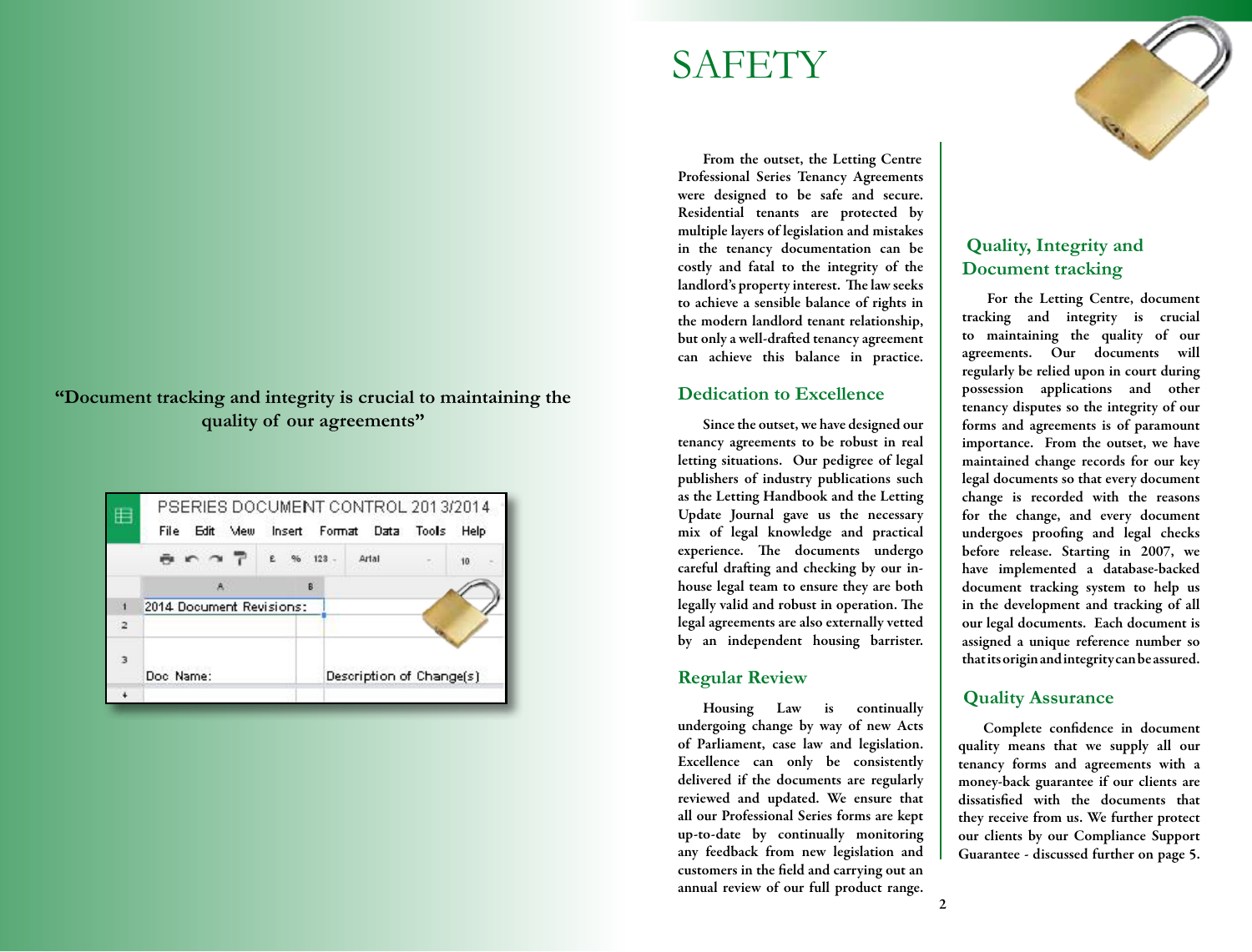"Document tracking and integrity is crucial to maintaining the quality of our agreements"

# SAFETY

From the outset, the Letting Centre Professional Series Tenancy Agreements were designed to be safe and secure. Residential tenants are protected by multiple layers of legislation and mistakes in the tenancy documentation can be costly and fatal to the integrity of the landlord's property interest. The law seeks to achieve a sensible balance of rights in the modern landlord tenant relationship, but only a well-drafted tenancy agreement can achieve this balance in practice.

## Dedication to Excellence

Since the outset, we have designed our tenancy agreements to be robust in real letting situations. Our pedigree of legal publishers of industry publications such as the Letting Handbook and the Letting Update Journal gave us the necessary mix of legal knowledge and practical experience. The documents undergo careful drafting and checking by our in-house legal team to ensure they are both legally valid and robust in operation. The legal agreements are also externally vetted by an independent housing barrister.

## Regular Review

Housing Law is continually undergoing change by way of new Acts of Parliament, case law and legislation. Excellence can only be consistently delivered if the documents are regularly reviewed and updated. We ensure that all our Professional Series forms are kept up-to-date by continually monitoring any feedback from new legislation and customers in the field and carrying out an annual review of our full product range.

## Quality, Integrity and Document tracking

For the Letting Centre, document tracking and integrity is crucial to maintaining the quality of our agreements. Our documents will regularly be relied upon in court during possession applications and other tenancy disputes so the integrity of our forms and agreements is of paramount importance. From the outset, we have maintained change records for our key legal documents so that every document change is recorded with the reasons for the change, and every document undergoes proofing and legal checks before release. Starting in 2007, we have implemented a database-backed document tracking system to help us in the development and tracking of all our legal documents. Each document is assigned a unique reference number so that its origin and integrity can be assured.

## Quality Assurance

Complete confidence in document quality means that we supply all our tenancy forms and agreements with a money-back guarantee if our clients are dissatisfied with the documents that they receive from us. We further protect our clients by our Compliance Support Guarantee - discussed further on page 5.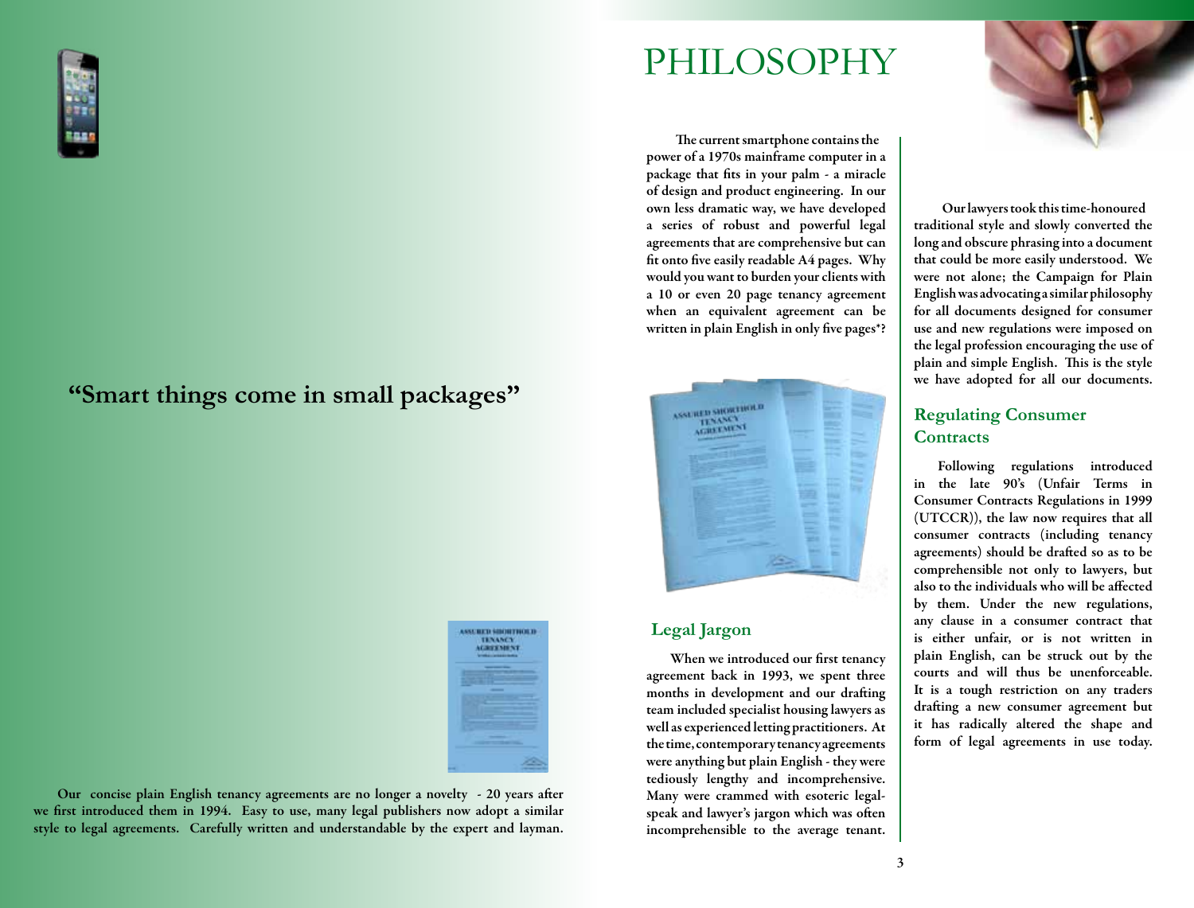“Smart things come in small packages”

Our concise plain English tenancy agreements are no longer a novelty - 20 years after we first introduced them in 1994. Easy to use, many legal publishers now adopt a similar style to legal agreements. Carefully written and understandable by the expert and layman.

# PHILOSOPHY

The current smartphone contains the power of a 1970s mainframe computer in a package that fits in your palm - a miracle of design and product engineering. In our own less dramatic way, we have developed a series of robust and powerful legal agreements that are comprehensive but can fit onto five easily readable A4 pages. Why would you want to burden your clients with a 10 or even 20 page tenancy agreement when an equivalent agreement can be written in plain English in only five pages*?

## Legal Jargon

When we introduced our first tenancy agreement back in 1993, we spent three months in development and our drafting team included specialist housing lawyers as well as experienced letting practitioners. At the time, contemporary tenancy agreements were anything but plain English - they were tediously lengthy and incomprehensive. Many were crammed with esoteric legal-speak and lawyer’s jargon which was often incomprehensible to the average tenant.

Our lawyers took this time-honoured traditional style and slowly converted the long and obscure phrasing into a document that could be more easily understood. We were not alone; the Campaign for Plain English was advocating a similar philosophy for all documents designed for consumer use and new regulations were imposed on the legal profession encouraging the use of plain and simple English. This is the style we have adopted for all our documents.

## Regulating Consumer Contracts

Following regulations introduced in the late 90’s (Unfair Terms in Consumer Contracts Regulations in 1999 (UTCCR)), the law now requires that all consumer contracts (including tenancy agreements) should be drafted so as to be comprehensible not only to lawyers, but also to the individuals who will be affected by them. Under the new regulations, any clause in a consumer contract that is either unfair, or is not written in plain English, can be struck out by the courts and will thus be unenforceable. It is a tough restriction on any traders drafting a new consumer agreement but it has radically altered the shape and form of legal agreements in use today.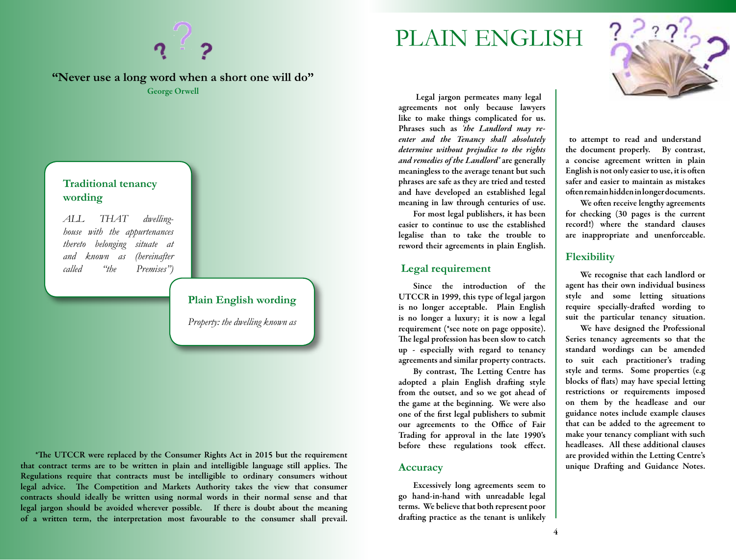"Never use a long word when a short one will do"

George Orwell

### Traditional tenancy wording

*ALL THAT dwelling-house with the appurtenances thereto belonging situate at and known as (hereinafter called "the Premises")*

### Plain English wording

*Property: the dwelling known as*

*The UTCCR were replaced by the Consumer Rights Act in 2015 but the requirement that contract terms are to be written in plain and intelligible language still applies. The Regulations require that contracts must be intelligible to ordinary consumers without legal advice. The Competition and Markets Authority takes the view that consumer contracts should ideally be written using normal words in their normal sense and that legal jargon should be avoided wherever possible. If there is doubt about the meaning of a written term, the interpretation most favourable to the consumer shall prevail.

# PLAIN ENGLISH

Legal jargon permeates many legal agreements not only because lawyers like to make things complicated for us. Phrases such as *'the Landlord may re-enter and the Tenancy shall absolutely determine without prejudice to the rights and remedies of the Landlord'* are generally meaningless to the average tenant but such phrases are safe as they are tried and tested and have developed an established legal meaning in law through centuries of use.

For most legal publishers, it has been easier to continue to use the established legalise than to take the trouble to reword their agreements in plain English.

## Legal requirement

Since the introduction of the UTCCR in 1999, this type of legal jargon is no longer acceptable. Plain English is no longer a luxury; it is now a legal requirement (*see note on page opposite). The legal profession has been slow to catch up - especially with regard to tenancy agreements and similar property contracts.

By contrast, The Letting Centre has adopted a plain English drafting style from the outset, and so we got ahead of the game at the beginning. We were also one of the first legal publishers to submit our agreements to the Office of Fair Trading for approval in the late 1990's before these regulations took effect.

## Accuracy

Excessively long agreements seem to go hand-in-hand with unreadable legal terms. We believe that both represent poor drafting practice as the tenant is unlikely to attempt to read and understand the document properly. By contrast, a concise agreement written in plain English is not only easier to use, it is often safer and easier to maintain as mistakes often remain hidden in longer documents.

We often receive lengthy agreements for checking (30 pages is the current record!) where the standard clauses are inappropriate and unenforceable.

## Flexibility

We recognise that each landlord or agent has their own individual business style and some letting situations require specially-drafted wording to suit the particular tenancy situation.

We have designed the Professional Series tenancy agreements so that the standard wordings can be amended to suit each practitioner's trading style and terms. Some properties (e.g blocks of flats) may have special letting restrictions or requirements imposed on them by the headlease and our guidance notes include example clauses that can be added to the agreement to make your tenancy compliant with such headleases. All these additional clauses are provided within the Letting Centre's unique Drafting and Guidance Notes.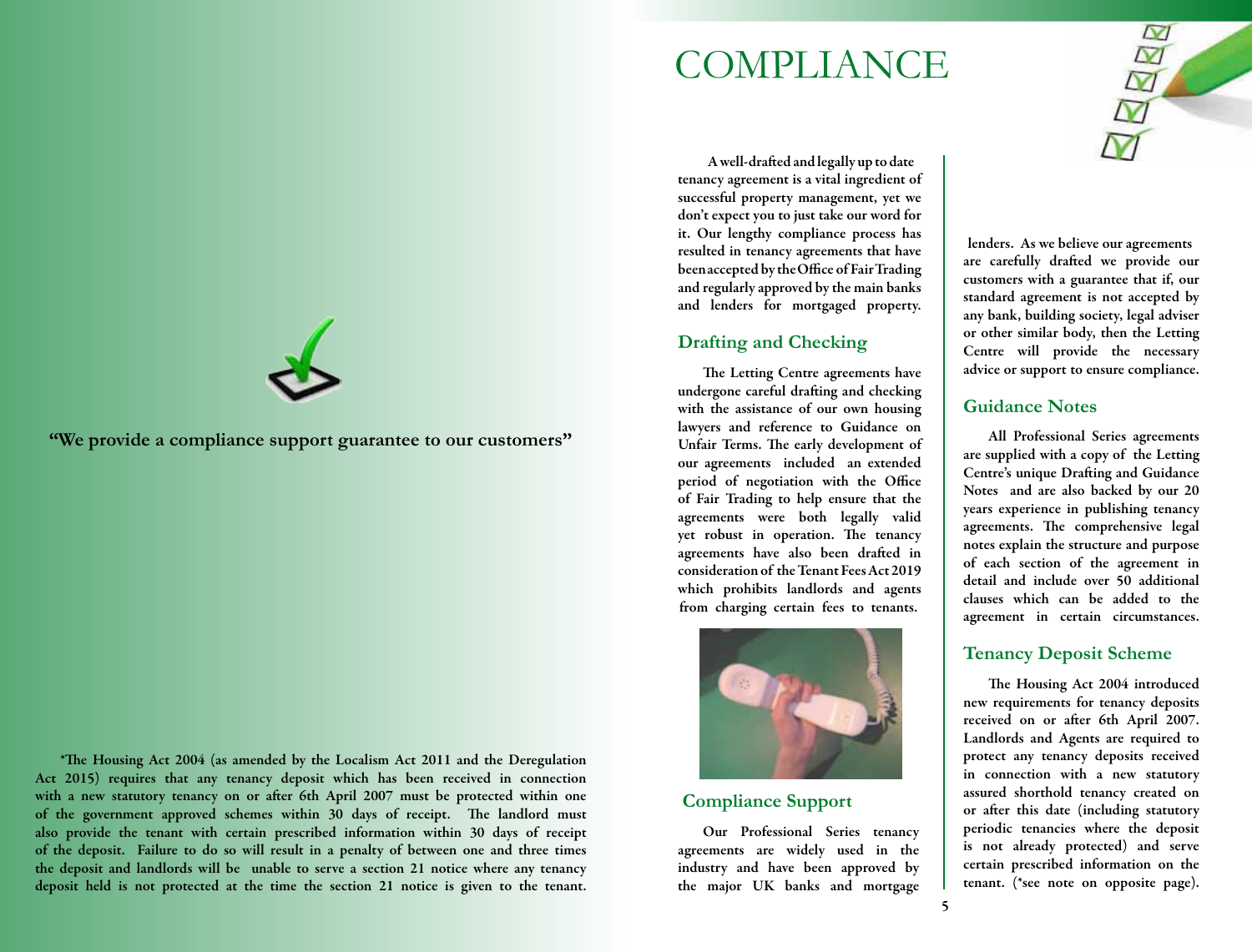“We provide a compliance support guarantee to our customers”

*The Housing Act 2004 (as amended by the Localism Act 2011 and the Deregulation Act 2015) requires that any tenancy deposit which has been received in connection with a new statutory tenancy on or after 6th April 2007 must be protected within one of the government approved schemes within 30 days of receipt. The landlord must also provide the tenant with certain prescribed information within 30 days of receipt of the deposit. Failure to do so will result in a penalty of between one and three times the deposit and landlords will be unable to serve a section 21 notice where any tenancy deposit held is not protected at the time the section 21 notice is given to the tenant.

# COMPLIANCE

A well-drafted and legally up to date tenancy agreement is a vital ingredient of successful property management, yet we don’t expect you to just take our word for it. Our lengthy compliance process has resulted in tenancy agreements that have been accepted by the Office of Fair Trading and regularly approved by the main banks and lenders for mortgaged property.

## Drafting and Checking

The Letting Centre agreements have undergone careful drafting and checking with the assistance of our own housing lawyers and reference to Guidance on Unfair Terms. The early development of our agreements included an extended period of negotiation with the Office of Fair Trading to help ensure that the agreements were both legally valid yet robust in operation. The tenancy agreements have also been drafted in consideration of the Tenant Fees Act 2019 which prohibits landlords and agents from charging certain fees to tenants.

## Compliance Support

Our Professional Series tenancy agreements are widely used in the industry and have been approved by the major UK banks and mortgage lenders. As we believe our agreements are carefully drafted we provide our customers with a guarantee that if, our standard agreement is not accepted by any bank, building society, legal adviser or other similar body, then the Letting Centre will provide the necessary advice or support to ensure compliance.

## Guidance Notes

All Professional Series agreements are supplied with a copy of the Letting Centre’s unique Drafting and Guidance Notes and are also backed by our 20 years experience in publishing tenancy agreements. The comprehensive legal notes explain the structure and purpose of each section of the agreement in detail and include over 50 additional clauses which can be added to the agreement in certain circumstances.

## Tenancy Deposit Scheme

The Housing Act 2004 introduced new requirements for tenancy deposits received on or after 6th April 2007. Landlords and Agents are required to protect any tenancy deposits received in connection with a new statutory assured shorthold tenancy created on or after this date (including statutory periodic tenancies where the deposit is not already protected) and serve certain prescribed information on the tenant. (*see note on opposite page).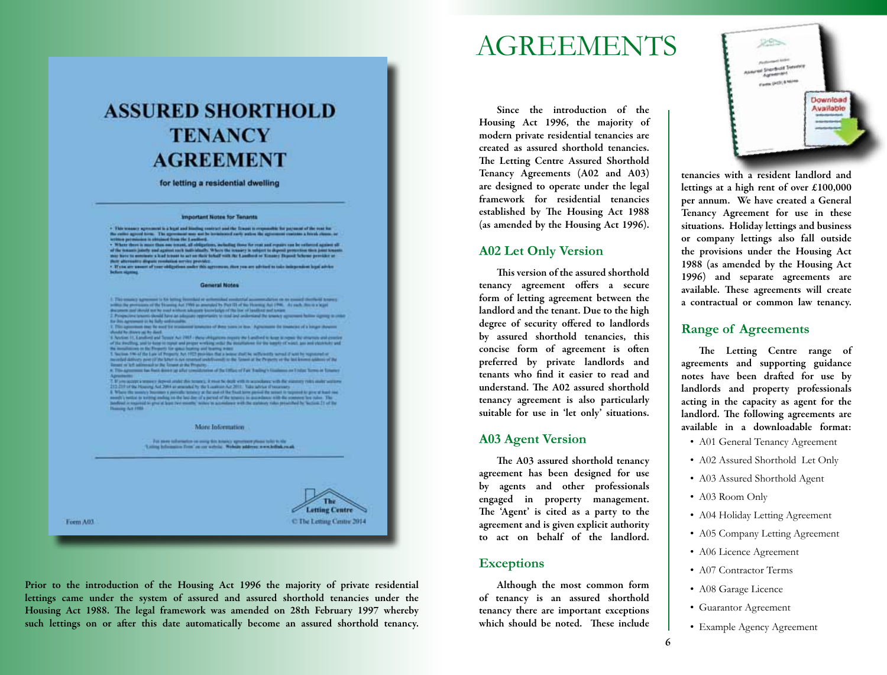Prior to the introduction of the Housing Act 1996 the majority of private residential lettings came under the system of assured and assured shorthold tenancies under the Housing Act 1988. The legal framework was amended on 28th February 1997 whereby such lettings on or after this date automatically become an assured shorthold tenancy.

# AGREEMENTS

Since the introduction of the Housing Act 1996, the majority of modern private residential tenancies are created as assured shorthold tenancies. The Letting Centre Assured Shorthold Tenancy Agreements (A02 and A03) are designed to operate under the legal framework for residential tenancies established by The Housing Act 1988 (as amended by the Housing Act 1996).

## A02 Let Only Version

This version of the assured shorthold tenancy agreement offers a secure form of letting agreement between the landlord and the tenant. Due to the high degree of security offered to landlords by assured shorthold tenancies, this concise form of agreement is often preferred by private landlords and tenants who find it easier to read and understand. The A02 assured shorthold tenancy agreement is also particularly suitable for use in 'let only' situations.

## A03 Agent Version

The A03 assured shorthold tenancy agreement has been designed for use by agents and other professionals engaged in property management. The 'Agent' is cited as a party to the agreement and is given explicit authority to act on behalf of the landlord.

## Exceptions

Although the most common form of tenancy is an assured shorthold tenancy there are important exceptions which should be noted. These include tenancies with a resident landlord and lettings at a high rent of over £100,000 per annum. We have created a General Tenancy Agreement for use in these situations. Holiday lettings and business or company lettings also fall outside the provisions under the Housing Act 1988 (as amended by the Housing Act 1996) and separate agreements are available. These agreements will create a contractual or common law tenancy.

## Range of Agreements

The Letting Centre range of agreements and supporting guidance notes have been drafted for use by landlords and property professionals acting in the capacity as agent for the landlord. The following agreements are available in a downloadable format:

- A01 General Tenancy Agreement
- A02 Assured Shorthold Let Only
- A03 Assured Shorthold Agent
- A03 Room Only
- A04 Holiday Letting Agreement
- A05 Company Letting Agreement
- A06 Licence Agreement
- A07 Contractor Terms
- A08 Garage Licence
- Guarantor Agreement
- Example Agency Agreement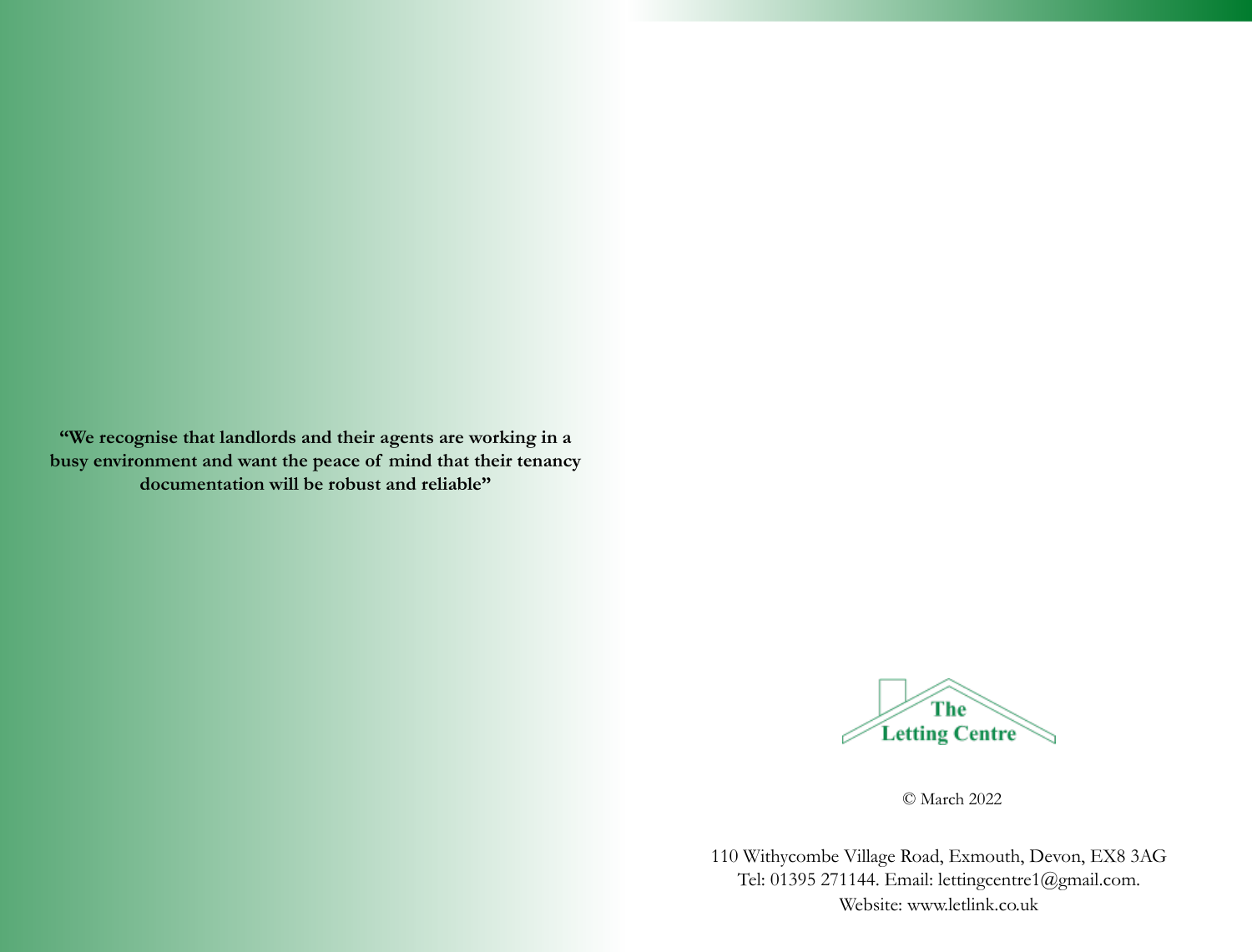**"We recognise that landlords and their agents are working in a busy environment and want the peace of mind that their tenancy documentation will be robust and reliable"**

The
Letting Centre

© March 2022

110 Withycombe Village Road, Exmouth, Devon, EX8 3AG
Tel: 01395 271144. Email: lettingcentre1@gmail.com.
Website: www.letlink.co.uk